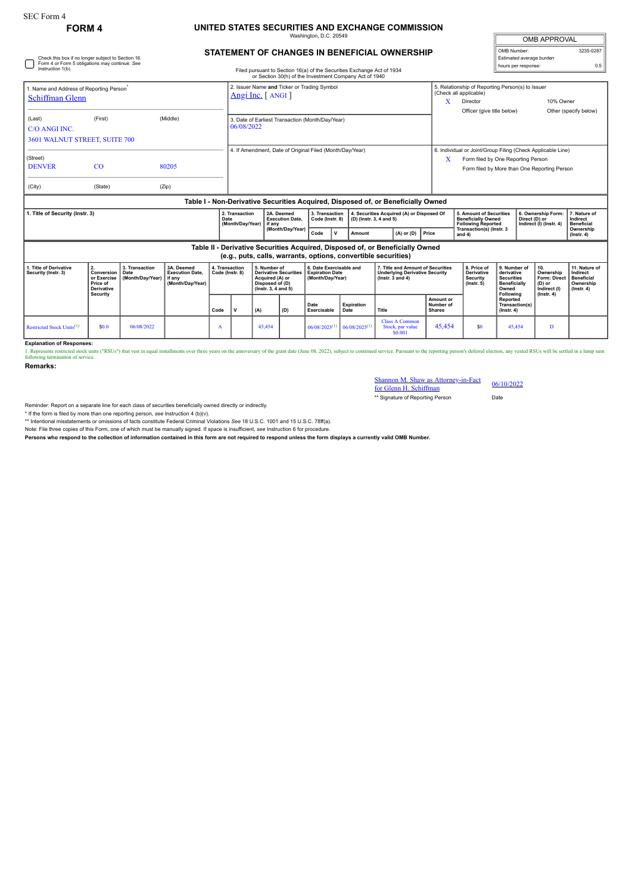SEC Form 4

**FORM 4**

# UNITED STATES SECURITIES AND EXCHANGE COMMISSION

Washington, D.C. 20549

## STATEMENT OF CHANGES IN BENEFICIAL OWNERSHIP

Filed pursuant to Section 16(a) of the Securities Exchange Act of 1934 or Section 30(h) of the Investment Company Act of 1940

| OMB APPROVAL | |
|---|---|
| OMB Number: | 3235-0287 |
| Estimated average burden | |
| hours per response: | 0.5 |

☐ Check this box if no longer subject to Section 16. Form 4 or Form 5 obligations may continue. *See* Instruction 1(b).

| 1. Name and Address of Reporting Person* | 2. Issuer Name and Ticker or Trading Symbol | 5. Relationship of Reporting Person(s) to Issuer (Check all applicable) |
|---|---|---|
| Schiffman Glenn | Angi Inc. [ ANGI ] | X Director; 10% Owner; Officer (give title below); Other (specify below) |
| (Last) (First) (Middle) C/O ANGI INC. 3601 WALNUT STREET, SUITE 700 | 3. Date of Earliest Transaction (Month/Day/Year) 06/08/2022 | |
| (Street) DENVER CO 80205 | 4. If Amendment, Date of Original Filed (Month/Day/Year) | 6. Individual or Joint/Group Filing (Check Applicable Line) X Form filed by One Reporting Person; Form filed by More than One Reporting Person |
| (City) (State) (Zip) | | |

### Table I - Non-Derivative Securities Acquired, Disposed of, or Beneficially Owned

| 1. Title of Security (Instr. 3) | 2. Transaction Date (Month/Day/Year) | 2A. Deemed Execution Date, if any (Month/Day/Year) | 3. Transaction Code (Instr. 8) | | 4. Securities Acquired (A) or Disposed Of (D) (Instr. 3, 4 and 5) | | | 5. Amount of Securities Beneficially Owned Following Reported Transaction(s) (Instr. 3 and 4) | 6. Ownership Form: Direct (D) or Indirect (I) (Instr. 4) | 7. Nature of Indirect Beneficial Ownership (Instr. 4) |
|---|---|---|---|---|---|---|---|---|---|---|
| | | | Code | V | Amount | (A) or (D) | Price | | | |

### Table II - Derivative Securities Acquired, Disposed of, or Beneficially Owned (e.g., puts, calls, warrants, options, convertible securities)

| 1. Title of Derivative Security (Instr. 3) | 2. Conversion or Exercise Price of Derivative Security | 3. Transaction Date (Month/Day/Year) | 3A. Deemed Execution Date, if any (Month/Day/Year) | 4. Transaction Code (Instr. 8) | | 5. Number of Derivative Securities Acquired (A) or Disposed of (D) (Instr. 3, 4 and 5) | | 6. Date Exercisable and Expiration Date (Month/Day/Year) | | 7. Title and Amount of Securities Underlying Derivative Security (Instr. 3 and 4) | | 8. Price of Derivative Security (Instr. 5) | 9. Number of derivative Securities Beneficially Owned Following Reported Transaction(s) (Instr. 4) | 10. Ownership Form: Direct (D) or Indirect (I) (Instr. 4) | 11. Nature of Indirect Beneficial Ownership (Instr. 4) |
|---|---|---|---|---|---|---|---|---|---|---|---|---|---|---|---|
| | | | | Code | V | (A) | (D) | Date Exercisable | Expiration Date | Title | Amount or Number of Shares | | | | |
| Restricted Stock Units[1] | $0.0 | 06/08/2022 | | A | | 45,454 | | 06/08/2023[1] | 06/08/2025[1] | Class A Common Stock, par value $0.001 | 45,454 | $0 | 45,454 | D | |

**Explanation of Responses:**

1. Represents restricted stock units ("RSUs") that vest in equal installments over three years on the anniversary of the grant date (June 08, 2022), subject to continued service. Pursuant to the reporting person's deferral election, any vested RSUs will be settled in a lump sum following termination of service.

**Remarks:**

Shannon M. Shaw as Attorney-in-Fact for Glenn H. Schiffman — 06/10/2022

** Signature of Reporting Person — Date

Reminder: Report on a separate line for each class of securities beneficially owned directly or indirectly.

* If the form is filed by more than one reporting person, *see* Instruction 4 (b)(v).

** Intentional misstatements or omissions of facts constitute Federal Criminal Violations *See* 18 U.S.C. 1001 and 15 U.S.C. 78ff(a).

Note: File three copies of this Form, one of which must be manually signed. If space is insufficient, *see* Instruction 6 for procedure.

**Persons who respond to the collection of information contained in this form are not required to respond unless the form displays a currently valid OMB Number.**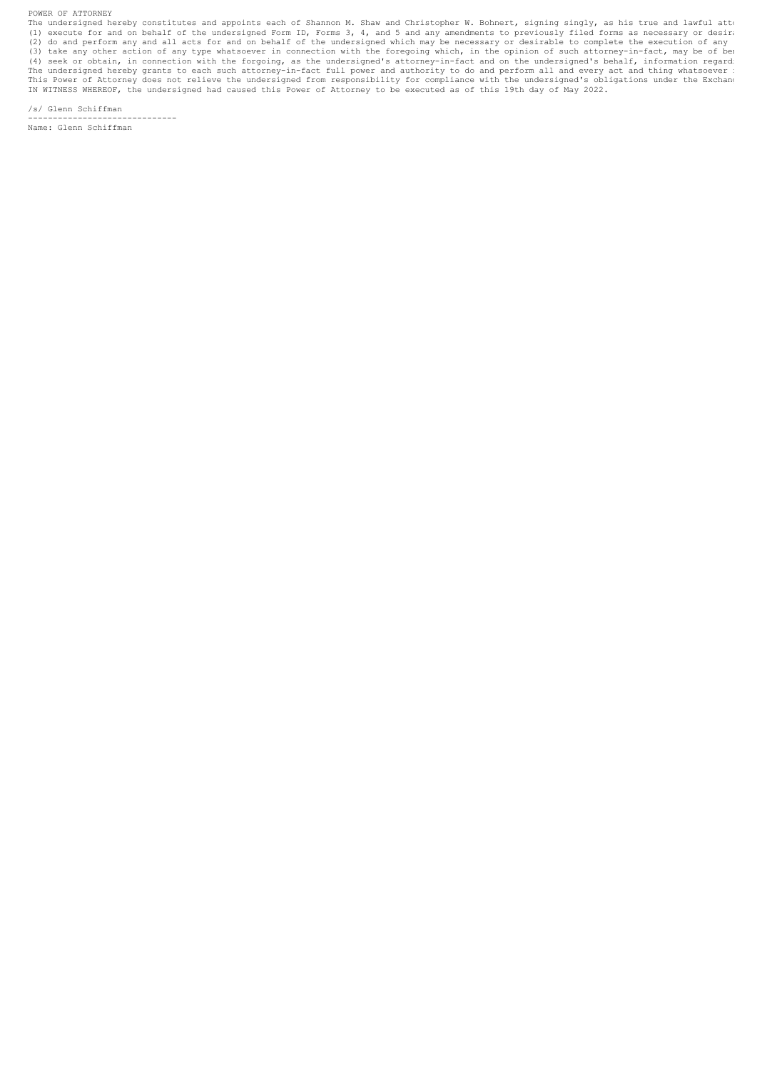POWER OF ATTORNEY

The undersigned hereby constitutes and appoints each of Shannon M. Shaw and Christopher W. Bohnert, signing singly, as his true and lawful atto

(1) execute for and on behalf of the undersigned Form ID, Forms 3, 4, and 5 and any amendments to previously filed forms as necessary or desira

(2) do and perform any and all acts for and on behalf of the undersigned which may be necessary or desirable to complete the execution of any

(3) take any other action of any type whatsoever in connection with the foregoing which, in the opinion of such attorney-in-fact, may be of ben

(4) seek or obtain, in connection with the forgoing, as the undersigned's attorney-in-fact and on the undersigned's behalf, information regardi

The undersigned hereby grants to each such attorney-in-fact full power and authority to do and perform all and every act and thing whatsoever

This Power of Attorney does not relieve the undersigned from responsibility for compliance with the undersigned's obligations under the Exchang

IN WITNESS WHEREOF, the undersigned had caused this Power of Attorney to be executed as of this 19th day of May 2022.

/s/ Glenn Schiffman

-----------------------------

Name: Glenn Schiffman